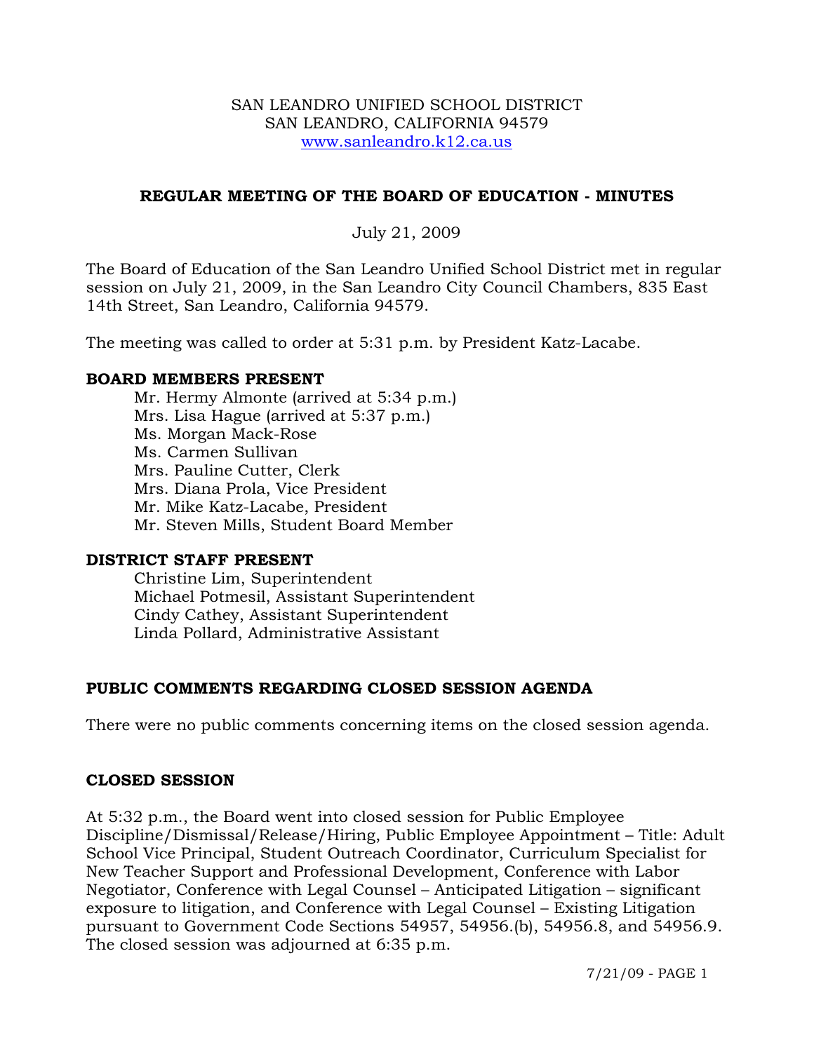SAN LEANDRO UNIFIED SCHOOL DISTRICT
SAN LEANDRO, CALIFORNIA 94579
www.sanleandro.k12.ca.us

# REGULAR MEETING OF THE BOARD OF EDUCATION - MINUTES

July 21, 2009

The Board of Education of the San Leandro Unified School District met in regular session on July 21, 2009, in the San Leandro City Council Chambers, 835 East 14th Street, San Leandro, California 94579.

The meeting was called to order at 5:31 p.m. by President Katz-Lacabe.

## BOARD MEMBERS PRESENT

Mr. Hermy Almonte (arrived at 5:34 p.m.)
Mrs. Lisa Hague (arrived at 5:37 p.m.)
Ms. Morgan Mack-Rose
Ms. Carmen Sullivan
Mrs. Pauline Cutter, Clerk
Mrs. Diana Prola, Vice President
Mr. Mike Katz-Lacabe, President
Mr. Steven Mills, Student Board Member

## DISTRICT STAFF PRESENT

Christine Lim, Superintendent
Michael Potmesil, Assistant Superintendent
Cindy Cathey, Assistant Superintendent
Linda Pollard, Administrative Assistant

## PUBLIC COMMENTS REGARDING CLOSED SESSION AGENDA

There were no public comments concerning items on the closed session agenda.

## CLOSED SESSION

At 5:32 p.m., the Board went into closed session for Public Employee Discipline/Dismissal/Release/Hiring, Public Employee Appointment – Title: Adult School Vice Principal, Student Outreach Coordinator, Curriculum Specialist for New Teacher Support and Professional Development, Conference with Labor Negotiator, Conference with Legal Counsel – Anticipated Litigation – significant exposure to litigation, and Conference with Legal Counsel – Existing Litigation pursuant to Government Code Sections 54957, 54956.(b), 54956.8, and 54956.9. The closed session was adjourned at 6:35 p.m.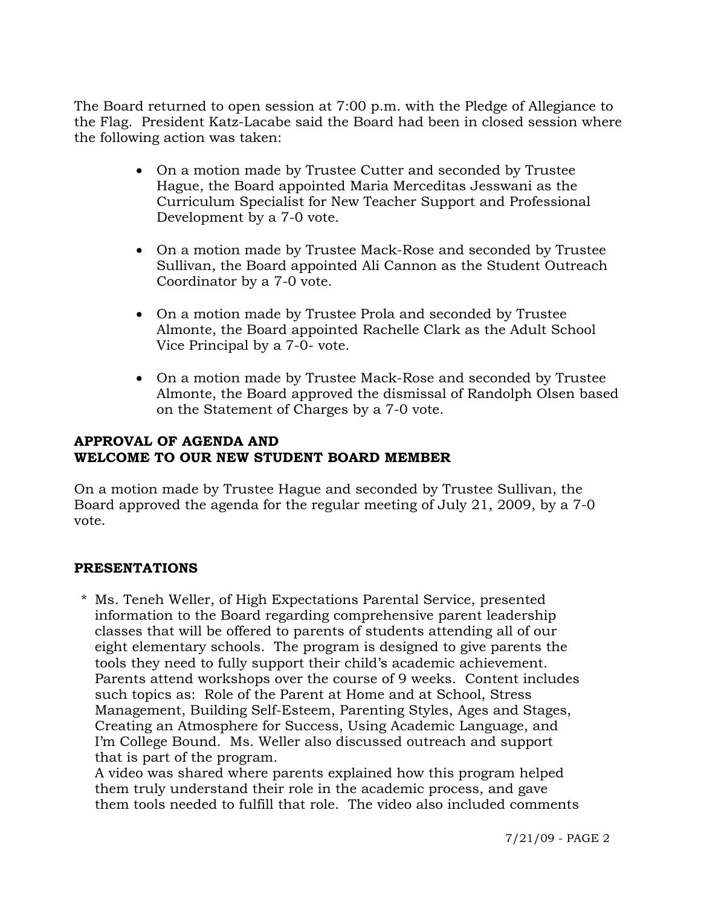The Board returned to open session at 7:00 p.m. with the Pledge of Allegiance to the Flag. President Katz-Lacabe said the Board had been in closed session where the following action was taken:

- On a motion made by Trustee Cutter and seconded by Trustee Hague, the Board appointed Maria Merceditas Jesswani as the Curriculum Specialist for New Teacher Support and Professional Development by a 7-0 vote.

- On a motion made by Trustee Mack-Rose and seconded by Trustee Sullivan, the Board appointed Ali Cannon as the Student Outreach Coordinator by a 7-0 vote.

- On a motion made by Trustee Prola and seconded by Trustee Almonte, the Board appointed Rachelle Clark as the Adult School Vice Principal by a 7-0- vote.

- On a motion made by Trustee Mack-Rose and seconded by Trustee Almonte, the Board approved the dismissal of Randolph Olsen based on the Statement of Charges by a 7-0 vote.

**APPROVAL OF AGENDA AND**
**WELCOME TO OUR NEW STUDENT BOARD MEMBER**

On a motion made by Trustee Hague and seconded by Trustee Sullivan, the Board approved the agenda for the regular meeting of July 21, 2009, by a 7-0 vote.

**PRESENTATIONS**

\* Ms. Teneh Weller, of High Expectations Parental Service, presented information to the Board regarding comprehensive parent leadership classes that will be offered to parents of students attending all of our eight elementary schools. The program is designed to give parents the tools they need to fully support their child's academic achievement. Parents attend workshops over the course of 9 weeks. Content includes such topics as: Role of the Parent at Home and at School, Stress Management, Building Self-Esteem, Parenting Styles, Ages and Stages, Creating an Atmosphere for Success, Using Academic Language, and I'm College Bound. Ms. Weller also discussed outreach and support that is part of the program.
A video was shared where parents explained how this program helped them truly understand their role in the academic process, and gave them tools needed to fulfill that role. The video also included comments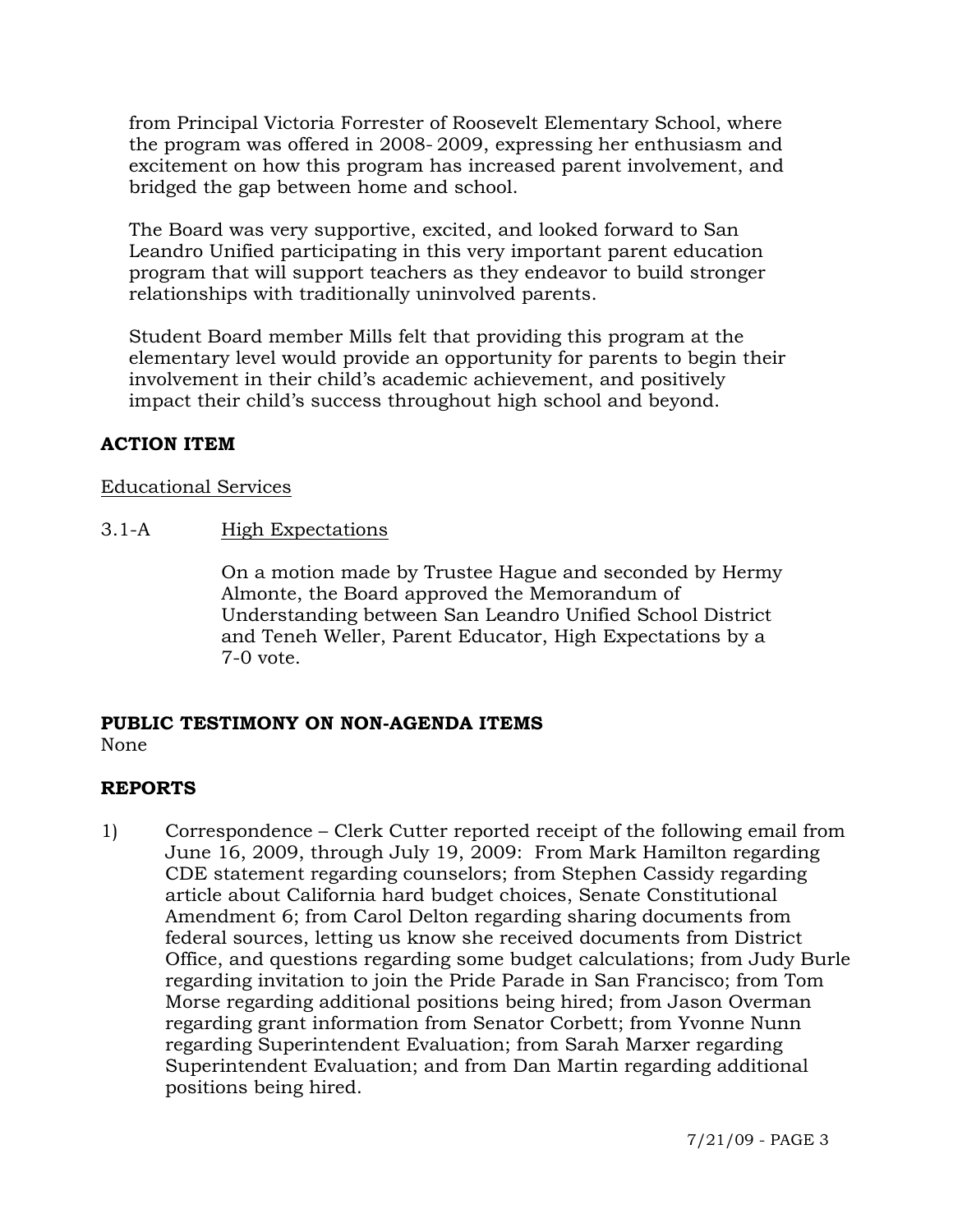from Principal Victoria Forrester of Roosevelt Elementary School, where the program was offered in 2008- 2009, expressing her enthusiasm and excitement on how this program has increased parent involvement, and bridged the gap between home and school.

The Board was very supportive, excited, and looked forward to San Leandro Unified participating in this very important parent education program that will support teachers as they endeavor to build stronger relationships with traditionally uninvolved parents.

Student Board member Mills felt that providing this program at the elementary level would provide an opportunity for parents to begin their involvement in their child's academic achievement, and positively impact their child's success throughout high school and beyond.

**ACTION ITEM**

Educational Services

3.1-A High Expectations

On a motion made by Trustee Hague and seconded by Hermy Almonte, the Board approved the Memorandum of Understanding between San Leandro Unified School District and Teneh Weller, Parent Educator, High Expectations by a 7-0 vote.

**PUBLIC TESTIMONY ON NON-AGENDA ITEMS**

None

**REPORTS**

1) Correspondence – Clerk Cutter reported receipt of the following email from June 16, 2009, through July 19, 2009: From Mark Hamilton regarding CDE statement regarding counselors; from Stephen Cassidy regarding article about California hard budget choices, Senate Constitutional Amendment 6; from Carol Delton regarding sharing documents from federal sources, letting us know she received documents from District Office, and questions regarding some budget calculations; from Judy Burle regarding invitation to join the Pride Parade in San Francisco; from Tom Morse regarding additional positions being hired; from Jason Overman regarding grant information from Senator Corbett; from Yvonne Nunn regarding Superintendent Evaluation; from Sarah Marxer regarding Superintendent Evaluation; and from Dan Martin regarding additional positions being hired.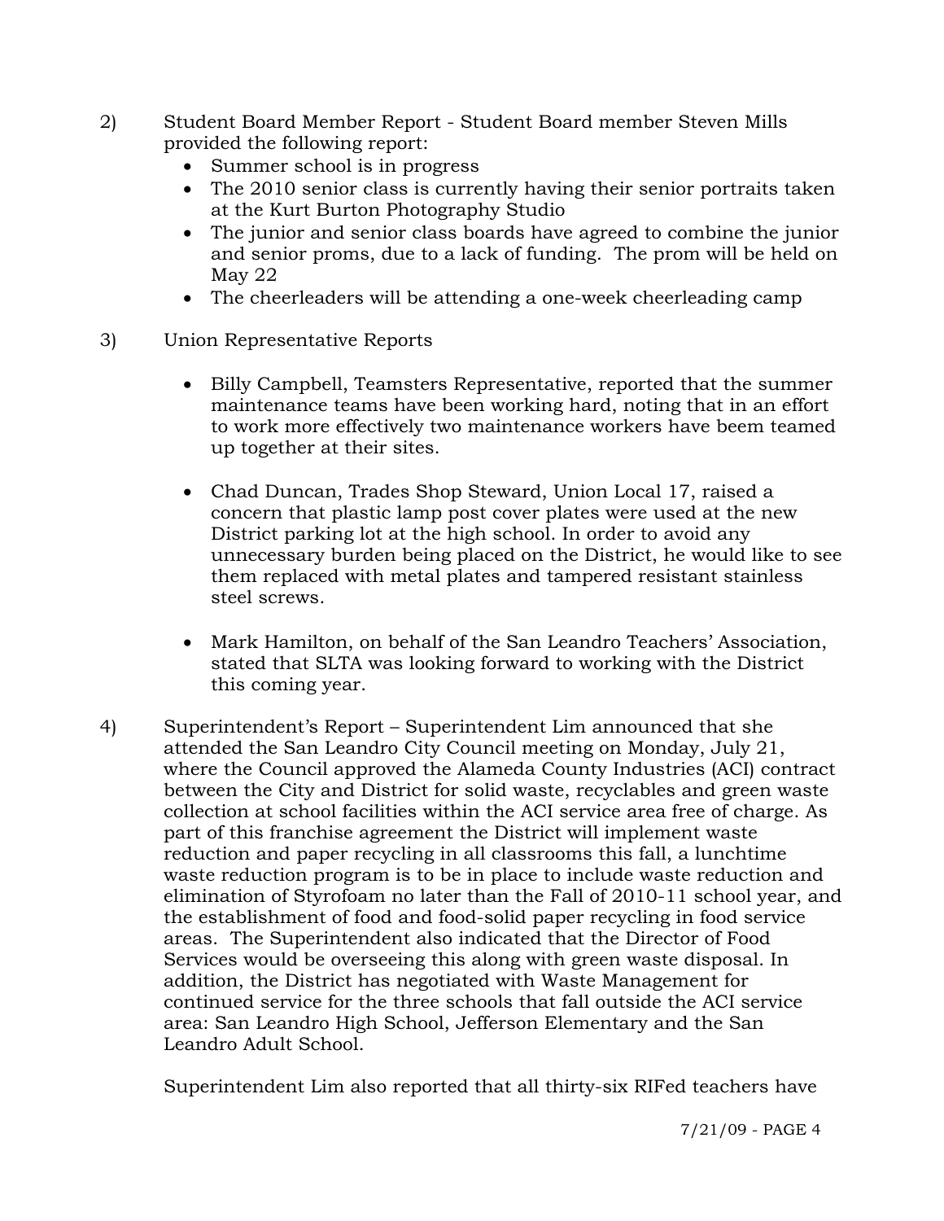2) Student Board Member Report - Student Board member Steven Mills provided the following report:
   - Summer school is in progress
   - The 2010 senior class is currently having their senior portraits taken at the Kurt Burton Photography Studio
   - The junior and senior class boards have agreed to combine the junior and senior proms, due to a lack of funding. The prom will be held on May 22
   - The cheerleaders will be attending a one-week cheerleading camp

3) Union Representative Reports

   - Billy Campbell, Teamsters Representative, reported that the summer maintenance teams have been working hard, noting that in an effort to work more effectively two maintenance workers have beem teamed up together at their sites.

   - Chad Duncan, Trades Shop Steward, Union Local 17, raised a concern that plastic lamp post cover plates were used at the new District parking lot at the high school. In order to avoid any unnecessary burden being placed on the District, he would like to see them replaced with metal plates and tampered resistant stainless steel screws.

   - Mark Hamilton, on behalf of the San Leandro Teachers' Association, stated that SLTA was looking forward to working with the District this coming year.

4) Superintendent's Report – Superintendent Lim announced that she attended the San Leandro City Council meeting on Monday, July 21, where the Council approved the Alameda County Industries (ACI) contract between the City and District for solid waste, recyclables and green waste collection at school facilities within the ACI service area free of charge. As part of this franchise agreement the District will implement waste reduction and paper recycling in all classrooms this fall, a lunchtime waste reduction program is to be in place to include waste reduction and elimination of Styrofoam no later than the Fall of 2010-11 school year, and the establishment of food and food-solid paper recycling in food service areas. The Superintendent also indicated that the Director of Food Services would be overseeing this along with green waste disposal. In addition, the District has negotiated with Waste Management for continued service for the three schools that fall outside the ACI service area: San Leandro High School, Jefferson Elementary and the San Leandro Adult School.

   Superintendent Lim also reported that all thirty-six RIFed teachers have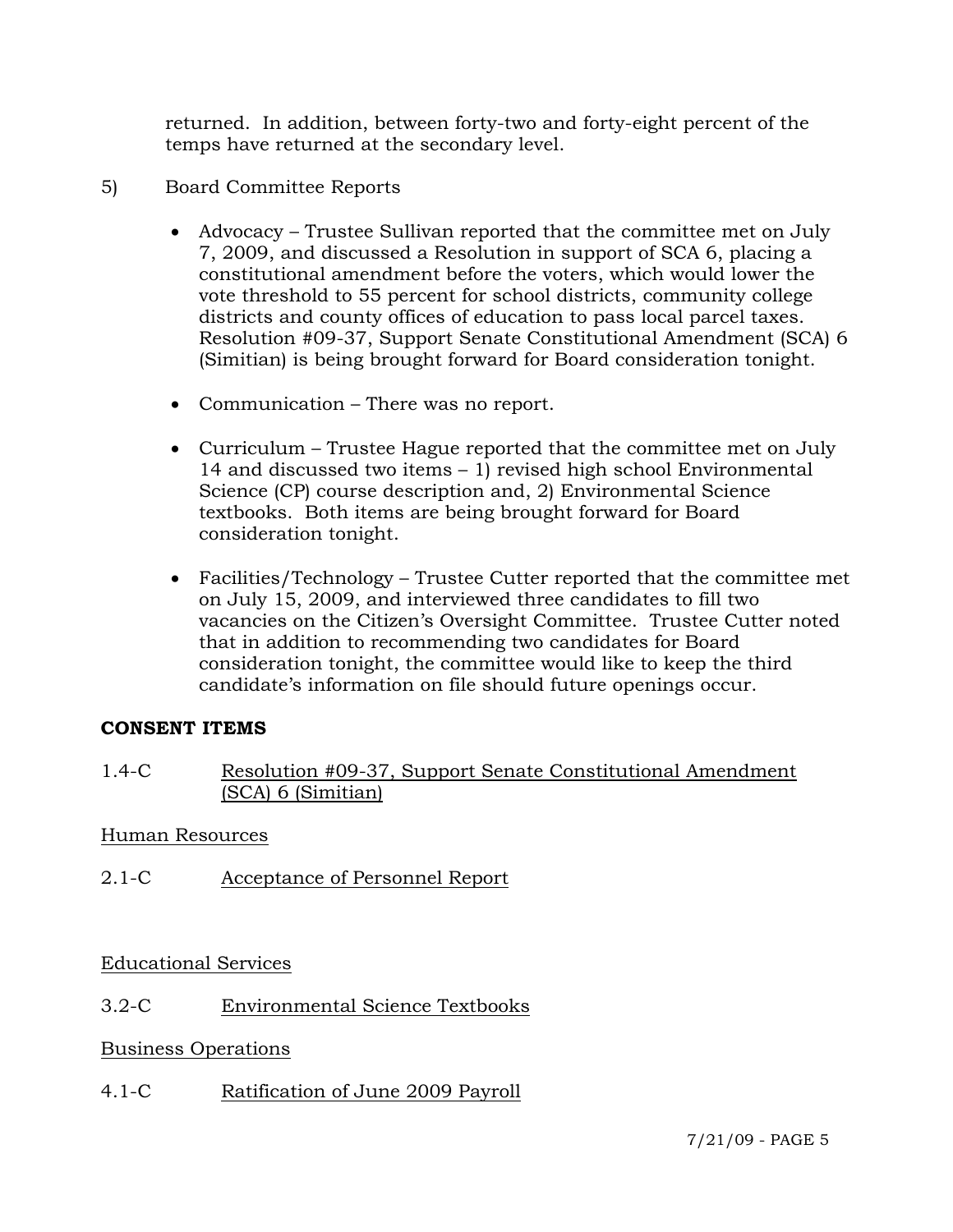returned. In addition, between forty-two and forty-eight percent of the temps have returned at the secondary level.

5) Board Committee Reports

- Advocacy – Trustee Sullivan reported that the committee met on July 7, 2009, and discussed a Resolution in support of SCA 6, placing a constitutional amendment before the voters, which would lower the vote threshold to 55 percent for school districts, community college districts and county offices of education to pass local parcel taxes. Resolution #09-37, Support Senate Constitutional Amendment (SCA) 6 (Simitian) is being brought forward for Board consideration tonight.

- Communication – There was no report.

- Curriculum – Trustee Hague reported that the committee met on July 14 and discussed two items – 1) revised high school Environmental Science (CP) course description and, 2) Environmental Science textbooks. Both items are being brought forward for Board consideration tonight.

- Facilities/Technology – Trustee Cutter reported that the committee met on July 15, 2009, and interviewed three candidates to fill two vacancies on the Citizen's Oversight Committee. Trustee Cutter noted that in addition to recommending two candidates for Board consideration tonight, the committee would like to keep the third candidate's information on file should future openings occur.

**CONSENT ITEMS**

1.4-C Resolution #09-37, Support Senate Constitutional Amendment (SCA) 6 (Simitian)

Human Resources

2.1-C Acceptance of Personnel Report

Educational Services

3.2-C Environmental Science Textbooks

Business Operations

4.1-C Ratification of June 2009 Payroll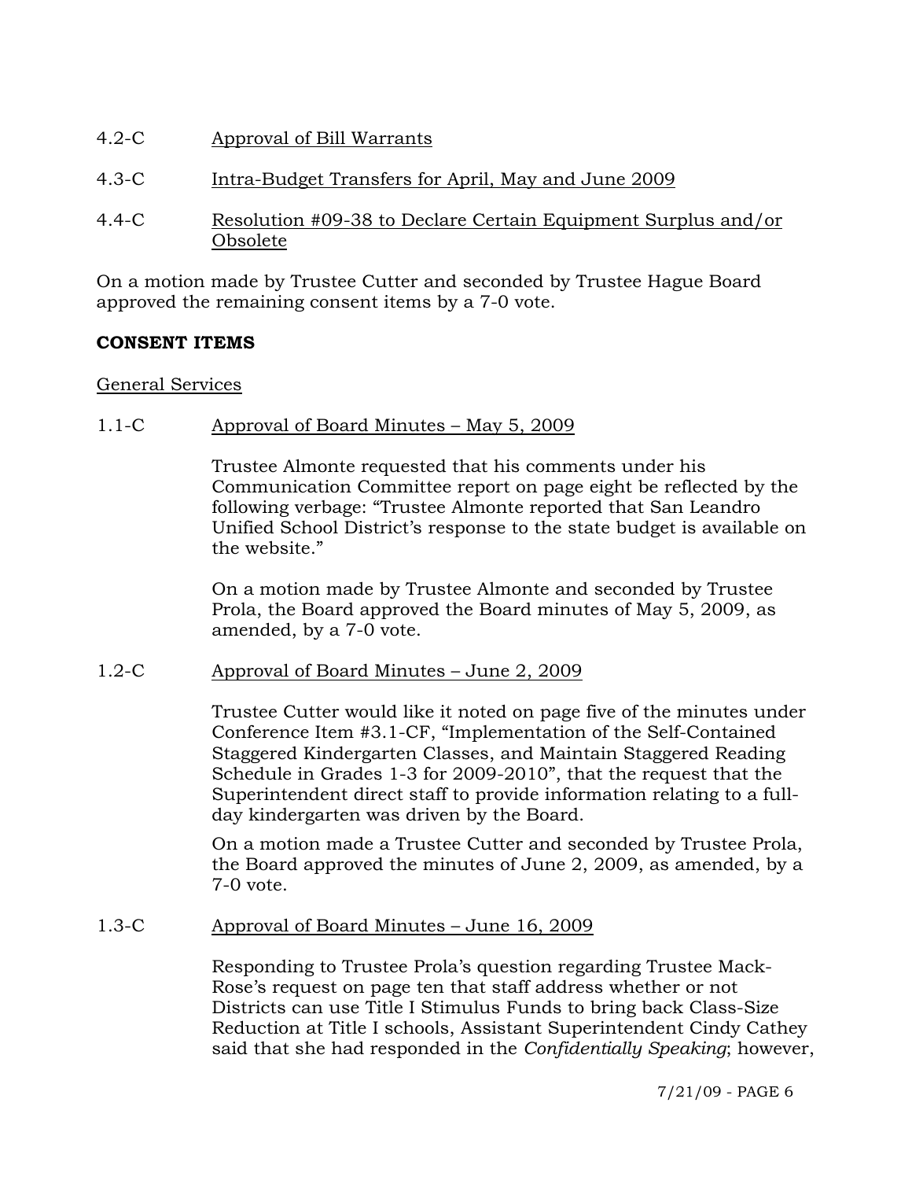4.2-C Approval of Bill Warrants

4.3-C Intra-Budget Transfers for April, May and June 2009

4.4-C Resolution #09-38 to Declare Certain Equipment Surplus and/or Obsolete

On a motion made by Trustee Cutter and seconded by Trustee Hague Board approved the remaining consent items by a 7-0 vote.

**CONSENT ITEMS**

General Services

1.1-C Approval of Board Minutes – May 5, 2009

Trustee Almonte requested that his comments under his Communication Committee report on page eight be reflected by the following verbage: "Trustee Almonte reported that San Leandro Unified School District's response to the state budget is available on the website."

On a motion made by Trustee Almonte and seconded by Trustee Prola, the Board approved the Board minutes of May 5, 2009, as amended, by a 7-0 vote.

1.2-C Approval of Board Minutes – June 2, 2009

Trustee Cutter would like it noted on page five of the minutes under Conference Item #3.1-CF, "Implementation of the Self-Contained Staggered Kindergarten Classes, and Maintain Staggered Reading Schedule in Grades 1-3 for 2009-2010", that the request that the Superintendent direct staff to provide information relating to a full-day kindergarten was driven by the Board.

On a motion made a Trustee Cutter and seconded by Trustee Prola, the Board approved the minutes of June 2, 2009, as amended, by a 7-0 vote.

1.3-C Approval of Board Minutes – June 16, 2009

Responding to Trustee Prola's question regarding Trustee Mack-Rose's request on page ten that staff address whether or not Districts can use Title I Stimulus Funds to bring back Class-Size Reduction at Title I schools, Assistant Superintendent Cindy Cathey said that she had responded in the *Confidentially Speaking*; however,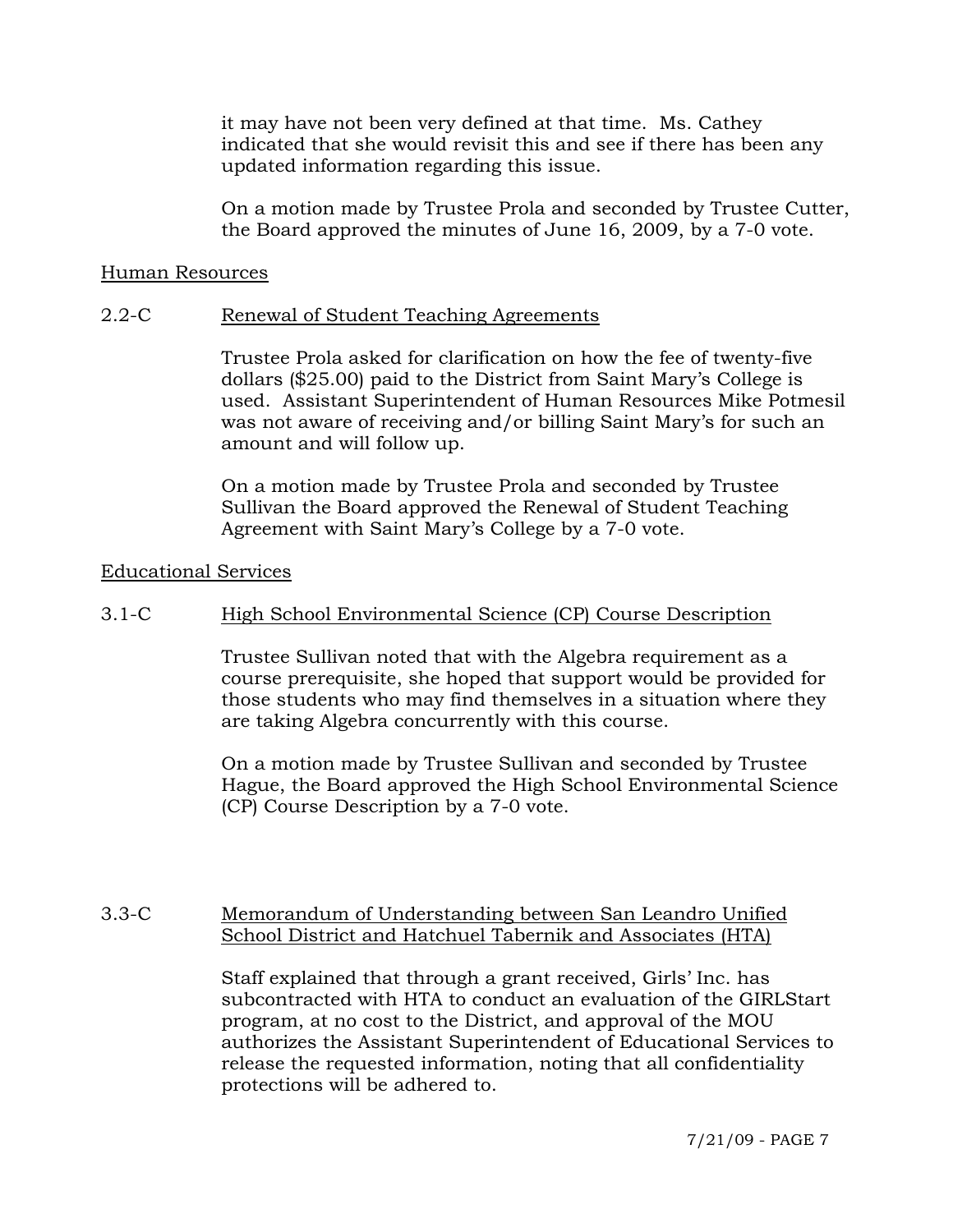it may have not been very defined at that time. Ms. Cathey indicated that she would revisit this and see if there has been any updated information regarding this issue.

On a motion made by Trustee Prola and seconded by Trustee Cutter, the Board approved the minutes of June 16, 2009, by a 7-0 vote.

Human Resources

2.2-C Renewal of Student Teaching Agreements

Trustee Prola asked for clarification on how the fee of twenty-five dollars ($25.00) paid to the District from Saint Mary's College is used. Assistant Superintendent of Human Resources Mike Potmesil was not aware of receiving and/or billing Saint Mary's for such an amount and will follow up.

On a motion made by Trustee Prola and seconded by Trustee Sullivan the Board approved the Renewal of Student Teaching Agreement with Saint Mary's College by a 7-0 vote.

Educational Services

3.1-C High School Environmental Science (CP) Course Description

Trustee Sullivan noted that with the Algebra requirement as a course prerequisite, she hoped that support would be provided for those students who may find themselves in a situation where they are taking Algebra concurrently with this course.

On a motion made by Trustee Sullivan and seconded by Trustee Hague, the Board approved the High School Environmental Science (CP) Course Description by a 7-0 vote.

3.3-C Memorandum of Understanding between San Leandro Unified School District and Hatchuel Tabernik and Associates (HTA)

Staff explained that through a grant received, Girls' Inc. has subcontracted with HTA to conduct an evaluation of the GIRLStart program, at no cost to the District, and approval of the MOU authorizes the Assistant Superintendent of Educational Services to release the requested information, noting that all confidentiality protections will be adhered to.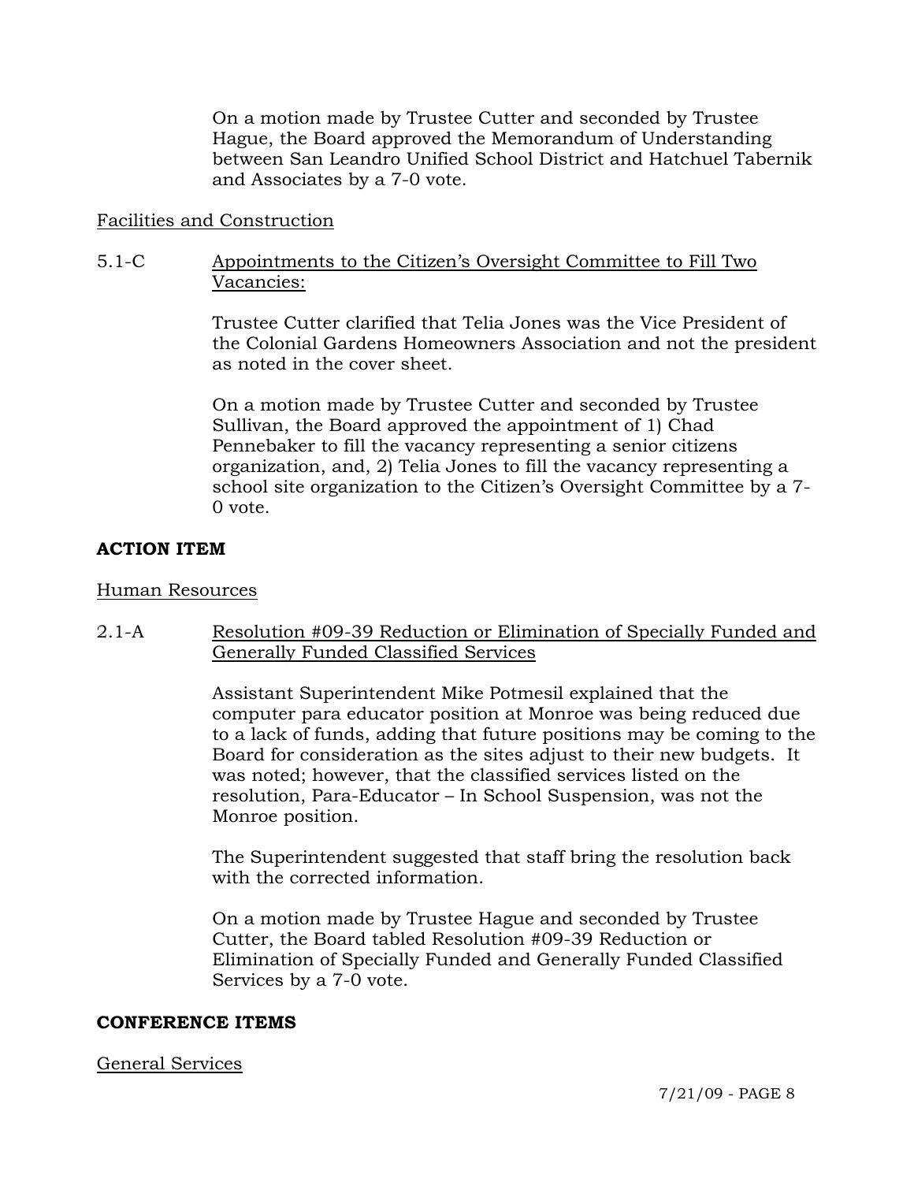On a motion made by Trustee Cutter and seconded by Trustee Hague, the Board approved the Memorandum of Understanding between San Leandro Unified School District and Hatchuel Tabernik and Associates by a 7-0 vote.

Facilities and Construction

5.1-C Appointments to the Citizen's Oversight Committee to Fill Two Vacancies:

Trustee Cutter clarified that Telia Jones was the Vice President of the Colonial Gardens Homeowners Association and not the president as noted in the cover sheet.

On a motion made by Trustee Cutter and seconded by Trustee Sullivan, the Board approved the appointment of 1) Chad Pennebaker to fill the vacancy representing a senior citizens organization, and, 2) Telia Jones to fill the vacancy representing a school site organization to the Citizen's Oversight Committee by a 7-0 vote.

**ACTION ITEM**

Human Resources

2.1-A Resolution #09-39 Reduction or Elimination of Specially Funded and Generally Funded Classified Services

Assistant Superintendent Mike Potmesil explained that the computer para educator position at Monroe was being reduced due to a lack of funds, adding that future positions may be coming to the Board for consideration as the sites adjust to their new budgets. It was noted; however, that the classified services listed on the resolution, Para-Educator – In School Suspension, was not the Monroe position.

The Superintendent suggested that staff bring the resolution back with the corrected information.

On a motion made by Trustee Hague and seconded by Trustee Cutter, the Board tabled Resolution #09-39 Reduction or Elimination of Specially Funded and Generally Funded Classified Services by a 7-0 vote.

**CONFERENCE ITEMS**

General Services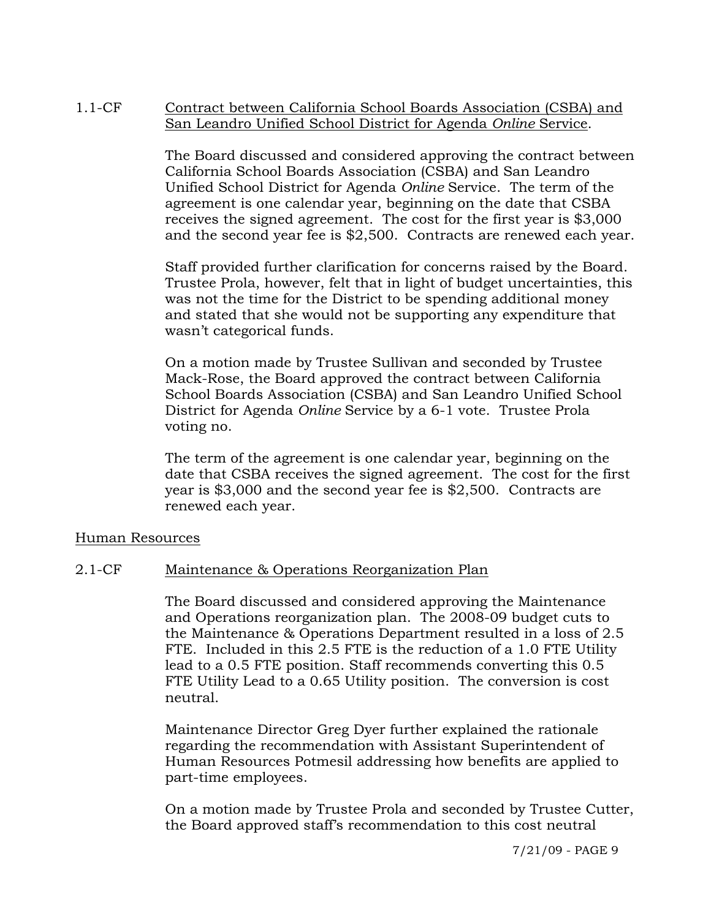1.1-CF Contract between California School Boards Association (CSBA) and San Leandro Unified School District for Agenda *Online* Service.

The Board discussed and considered approving the contract between California School Boards Association (CSBA) and San Leandro Unified School District for Agenda *Online* Service. The term of the agreement is one calendar year, beginning on the date that CSBA receives the signed agreement. The cost for the first year is $3,000 and the second year fee is $2,500. Contracts are renewed each year.

Staff provided further clarification for concerns raised by the Board. Trustee Prola, however, felt that in light of budget uncertainties, this was not the time for the District to be spending additional money and stated that she would not be supporting any expenditure that wasn't categorical funds.

On a motion made by Trustee Sullivan and seconded by Trustee Mack-Rose, the Board approved the contract between California School Boards Association (CSBA) and San Leandro Unified School District for Agenda *Online* Service by a 6-1 vote. Trustee Prola voting no.

The term of the agreement is one calendar year, beginning on the date that CSBA receives the signed agreement. The cost for the first year is $3,000 and the second year fee is $2,500. Contracts are renewed each year.

Human Resources

2.1-CF Maintenance & Operations Reorganization Plan

The Board discussed and considered approving the Maintenance and Operations reorganization plan. The 2008-09 budget cuts to the Maintenance & Operations Department resulted in a loss of 2.5 FTE. Included in this 2.5 FTE is the reduction of a 1.0 FTE Utility lead to a 0.5 FTE position. Staff recommends converting this 0.5 FTE Utility Lead to a 0.65 Utility position. The conversion is cost neutral.

Maintenance Director Greg Dyer further explained the rationale regarding the recommendation with Assistant Superintendent of Human Resources Potmesil addressing how benefits are applied to part-time employees.

On a motion made by Trustee Prola and seconded by Trustee Cutter, the Board approved staff's recommendation to this cost neutral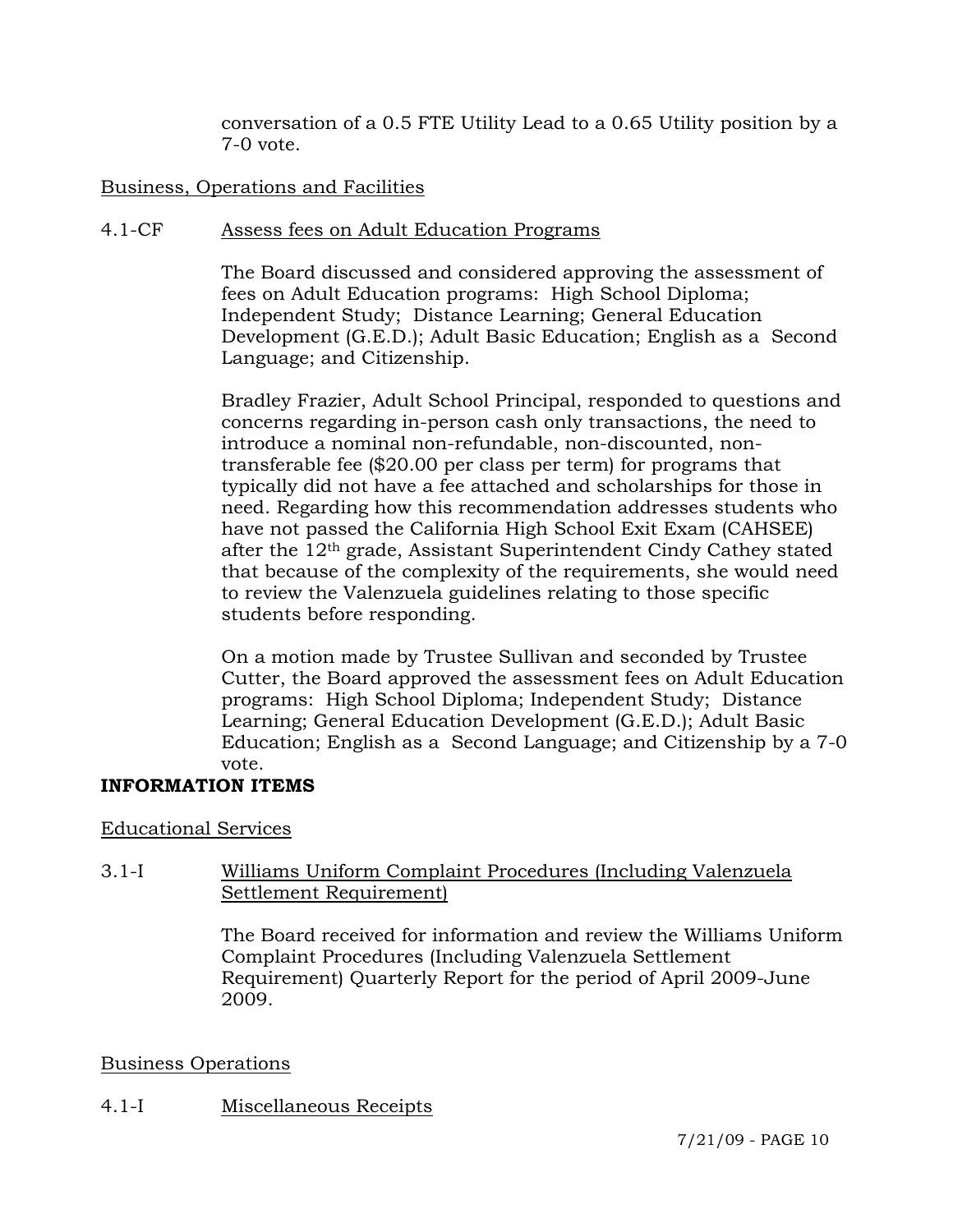conversation of a 0.5 FTE Utility Lead to a 0.65 Utility position by a 7-0 vote.

Business, Operations and Facilities

4.1-CF Assess fees on Adult Education Programs

The Board discussed and considered approving the assessment of fees on Adult Education programs: High School Diploma; Independent Study; Distance Learning; General Education Development (G.E.D.); Adult Basic Education; English as a Second Language; and Citizenship.

Bradley Frazier, Adult School Principal, responded to questions and concerns regarding in-person cash only transactions, the need to introduce a nominal non-refundable, non-discounted, non-transferable fee ($20.00 per class per term) for programs that typically did not have a fee attached and scholarships for those in need. Regarding how this recommendation addresses students who have not passed the California High School Exit Exam (CAHSEE) after the 12th grade, Assistant Superintendent Cindy Cathey stated that because of the complexity of the requirements, she would need to review the Valenzuela guidelines relating to those specific students before responding.

On a motion made by Trustee Sullivan and seconded by Trustee Cutter, the Board approved the assessment fees on Adult Education programs: High School Diploma; Independent Study; Distance Learning; General Education Development (G.E.D.); Adult Basic Education; English as a Second Language; and Citizenship by a 7-0 vote.

**INFORMATION ITEMS**

Educational Services

3.1-I Williams Uniform Complaint Procedures (Including Valenzuela Settlement Requirement)

The Board received for information and review the Williams Uniform Complaint Procedures (Including Valenzuela Settlement Requirement) Quarterly Report for the period of April 2009-June 2009.

Business Operations

4.1-I Miscellaneous Receipts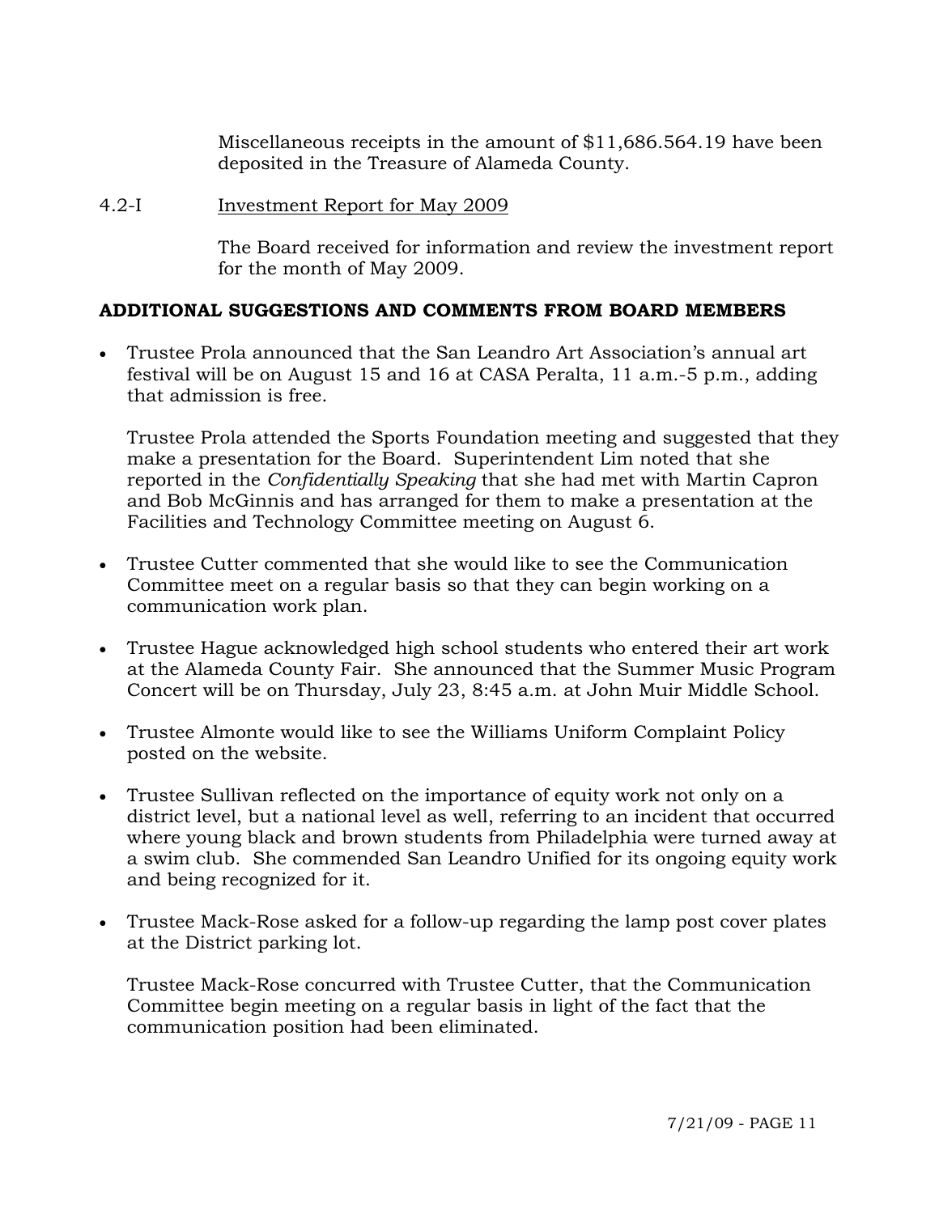Miscellaneous receipts in the amount of $11,686.564.19 have been deposited in the Treasure of Alameda County.

4.2-I Investment Report for May 2009

The Board received for information and review the investment report for the month of May 2009.

**ADDITIONAL SUGGESTIONS AND COMMENTS FROM BOARD MEMBERS**

- Trustee Prola announced that the San Leandro Art Association's annual art festival will be on August 15 and 16 at CASA Peralta, 11 a.m.-5 p.m., adding that admission is free.

  Trustee Prola attended the Sports Foundation meeting and suggested that they make a presentation for the Board. Superintendent Lim noted that she reported in the *Confidentially Speaking* that she had met with Martin Capron and Bob McGinnis and has arranged for them to make a presentation at the Facilities and Technology Committee meeting on August 6.

- Trustee Cutter commented that she would like to see the Communication Committee meet on a regular basis so that they can begin working on a communication work plan.

- Trustee Hague acknowledged high school students who entered their art work at the Alameda County Fair. She announced that the Summer Music Program Concert will be on Thursday, July 23, 8:45 a.m. at John Muir Middle School.

- Trustee Almonte would like to see the Williams Uniform Complaint Policy posted on the website.

- Trustee Sullivan reflected on the importance of equity work not only on a district level, but a national level as well, referring to an incident that occurred where young black and brown students from Philadelphia were turned away at a swim club. She commended San Leandro Unified for its ongoing equity work and being recognized for it.

- Trustee Mack-Rose asked for a follow-up regarding the lamp post cover plates at the District parking lot.

  Trustee Mack-Rose concurred with Trustee Cutter, that the Communication Committee begin meeting on a regular basis in light of the fact that the communication position had been eliminated.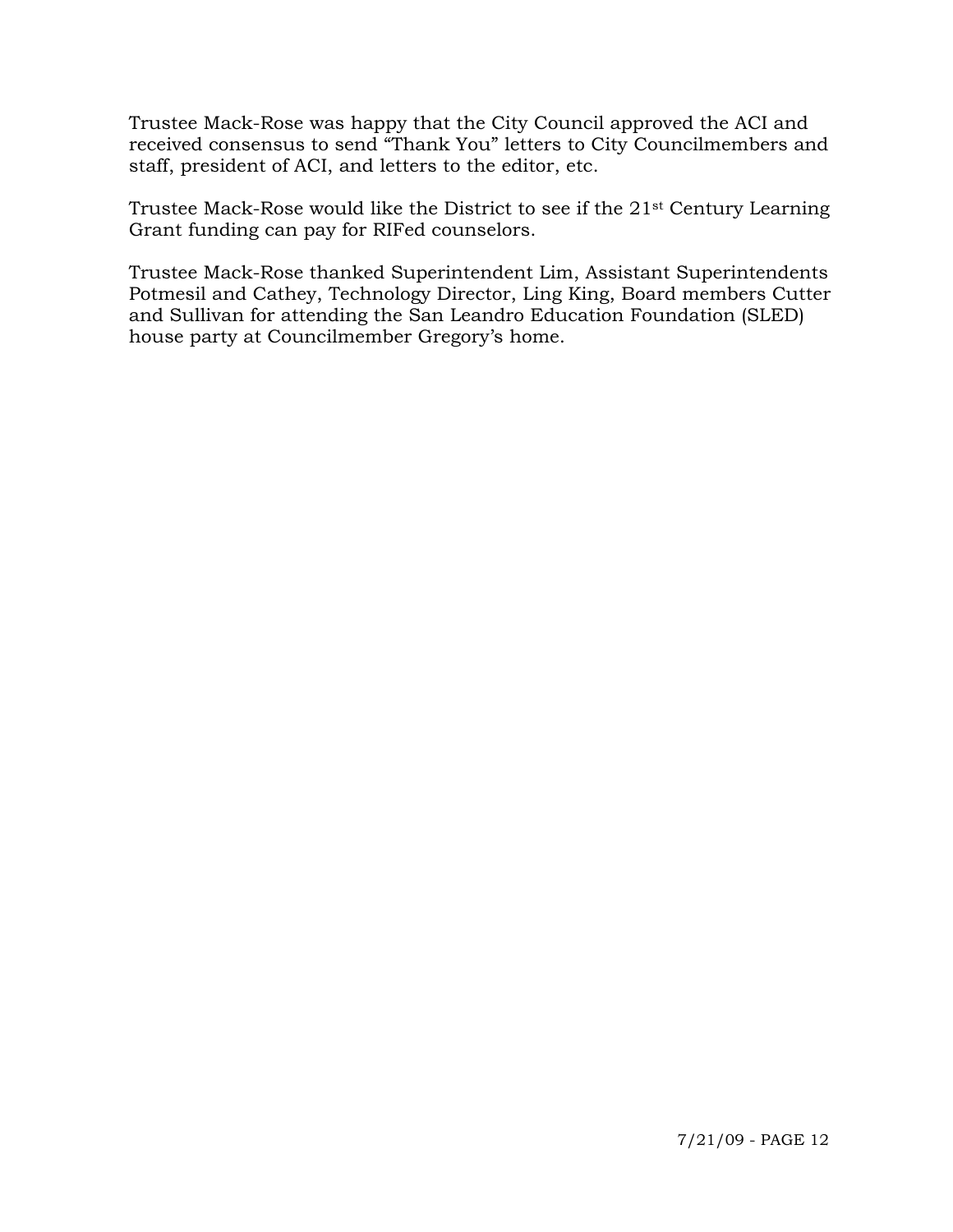Trustee Mack-Rose was happy that the City Council approved the ACI and received consensus to send "Thank You" letters to City Councilmembers and staff, president of ACI, and letters to the editor, etc.

Trustee Mack-Rose would like the District to see if the 21st Century Learning Grant funding can pay for RIFed counselors.

Trustee Mack-Rose thanked Superintendent Lim, Assistant Superintendents Potmesil and Cathey, Technology Director, Ling King, Board members Cutter and Sullivan for attending the San Leandro Education Foundation (SLED) house party at Councilmember Gregory's home.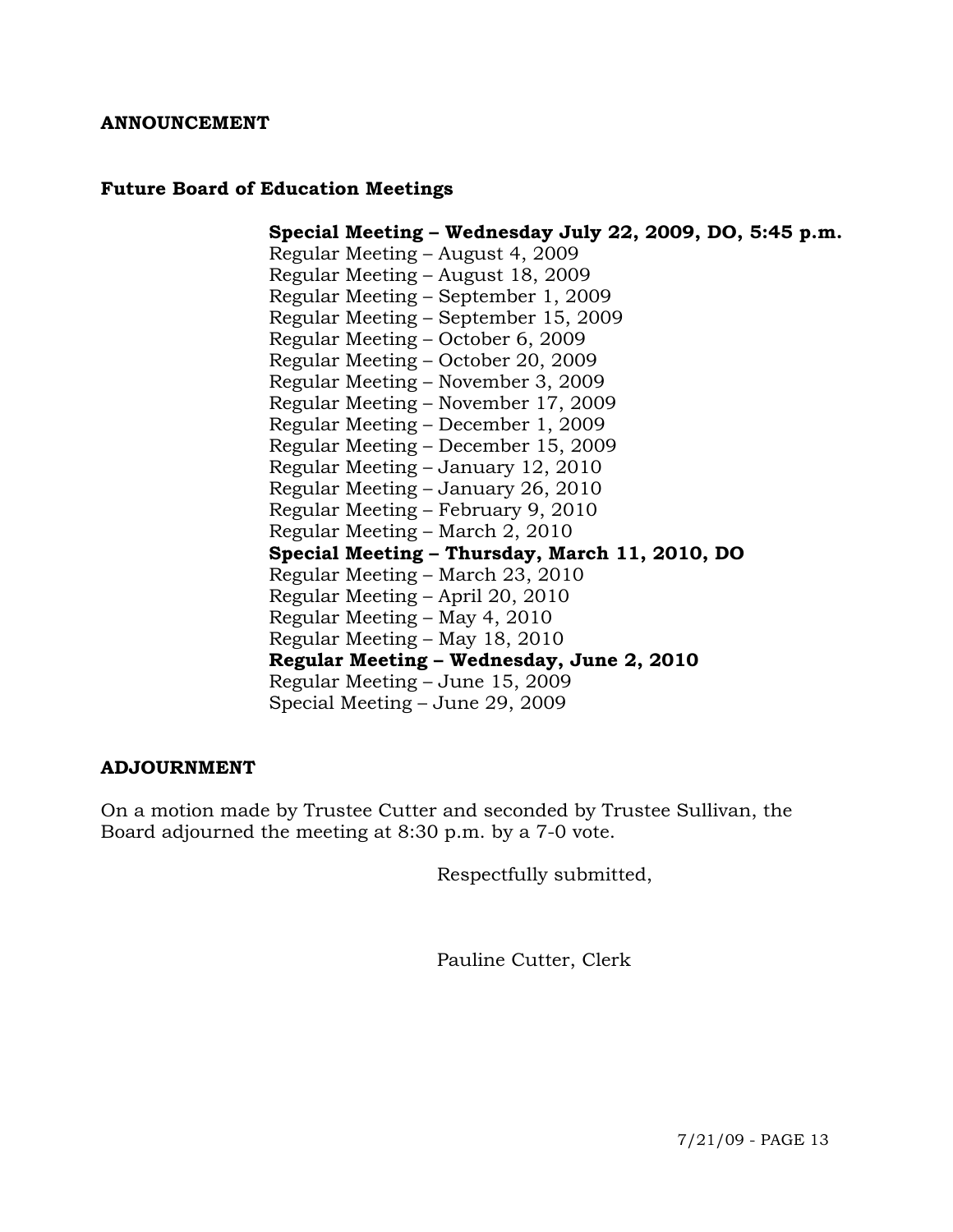**ANNOUNCEMENT**

**Future Board of Education Meetings**

**Special Meeting – Wednesday July 22, 2009, DO, 5:45 p.m.**
Regular Meeting – August 4, 2009
Regular Meeting – August 18, 2009
Regular Meeting – September 1, 2009
Regular Meeting – September 15, 2009
Regular Meeting – October 6, 2009
Regular Meeting – October 20, 2009
Regular Meeting – November 3, 2009
Regular Meeting – November 17, 2009
Regular Meeting – December 1, 2009
Regular Meeting – December 15, 2009
Regular Meeting – January 12, 2010
Regular Meeting – January 26, 2010
Regular Meeting – February 9, 2010
Regular Meeting – March 2, 2010
**Special Meeting – Thursday, March 11, 2010, DO**
Regular Meeting – March 23, 2010
Regular Meeting – April 20, 2010
Regular Meeting – May 4, 2010
Regular Meeting – May 18, 2010
**Regular Meeting – Wednesday, June 2, 2010**
Regular Meeting – June 15, 2009
Special Meeting – June 29, 2009

**ADJOURNMENT**

On a motion made by Trustee Cutter and seconded by Trustee Sullivan, the Board adjourned the meeting at 8:30 p.m. by a 7-0 vote.

Respectfully submitted,

Pauline Cutter, Clerk